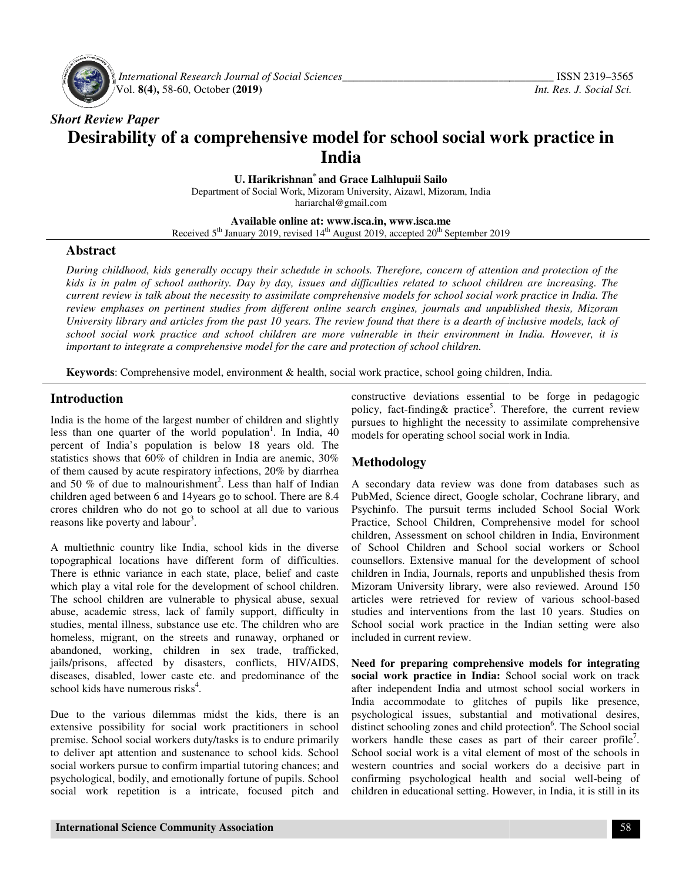*Short Review Paper*

# Desirability of a comprehensive model for school social work practice in India

**U. Harikrishnan\* and Grace Lalhlupuii Sailo**

Department of Social Work, Mizoram University, Aizawl, Mizoram, India
hariarchal@gmail.com

**Available online at: www.isca.in, www.isca.me**

Received 5th January 2019, revised 14th August 2019, accepted 20th September 2019

## Abstract

*During childhood, kids generally occupy their schedule in schools. Therefore, concern of attention and protection of the kids is in palm of school authority. Day by day, issues and difficulties related to school children are increasing. The current review is talk about the necessity to assimilate comprehensive models for school social work practice in India. The review emphases on pertinent studies from different online search engines, journals and unpublished thesis, Mizoram University library and articles from the past 10 years. The review found that there is a dearth of inclusive models, lack of school social work practice and school children are more vulnerable in their environment in India. However, it is important to integrate a comprehensive model for the care and protection of school children.*

**Keywords**: Comprehensive model, environment & health, social work practice, school going children, India.

## Introduction

India is the home of the largest number of children and slightly less than one quarter of the world population[1]. In India, 40 percent of India's population is below 18 years old. The statistics shows that 60% of children in India are anemic, 30% of them caused by acute respiratory infections, 20% by diarrhea and 50 % of due to malnourishment[2]. Less than half of Indian children aged between 6 and 14years go to school. There are 8.4 crores children who do not go to school at all due to various reasons like poverty and labour[3].

A multiethnic country like India, school kids in the diverse topographical locations have different form of difficulties. There is ethnic variance in each state, place, belief and caste which play a vital role for the development of school children. The school children are vulnerable to physical abuse, sexual abuse, academic stress, lack of family support, difficulty in studies, mental illness, substance use etc. The children who are homeless, migrant, on the streets and runaway, orphaned or abandoned, working, children in sex trade, trafficked, jails/prisons, affected by disasters, conflicts, HIV/AIDS, diseases, disabled, lower caste etc. and predominance of the school kids have numerous risks[4].

Due to the various dilemmas midst the kids, there is an extensive possibility for social work practitioners in school premise. School social workers duty/tasks is to endure primarily to deliver apt attention and sustenance to school kids. School social workers pursue to confirm impartial tutoring chances; and psychological, bodily, and emotionally fortune of pupils. School social work repetition is a intricate, focused pitch and constructive deviations essential to be forge in pedagogic policy, fact-finding& practice[5]. Therefore, the current review pursues to highlight the necessity to assimilate comprehensive models for operating school social work in India.

## Methodology

A secondary data review was done from databases such as PubMed, Science direct, Google scholar, Cochrane library, and Psychinfo. The pursuit terms included School Social Work Practice, School Children, Comprehensive model for school children, Assessment on school children in India, Environment of School Children and School social workers or School counsellors. Extensive manual for the development of school children in India, Journals, reports and unpublished thesis from Mizoram University library, were also reviewed. Around 150 articles were retrieved for review of various school-based studies and interventions from the last 10 years. Studies on School social work practice in the Indian setting were also included in current review.

**Need for preparing comprehensive models for integrating social work practice in India:** School social work on track after independent India and utmost school social workers in India accommodate to glitches of pupils like presence, psychological issues, substantial and motivational desires, distinct schooling zones and child protection[6]. The School social workers handle these cases as part of their career profile[7]. School social work is a vital element of most of the schools in western countries and social workers do a decisive part in confirming psychological health and social well-being of children in educational setting. However, in India, it is still in its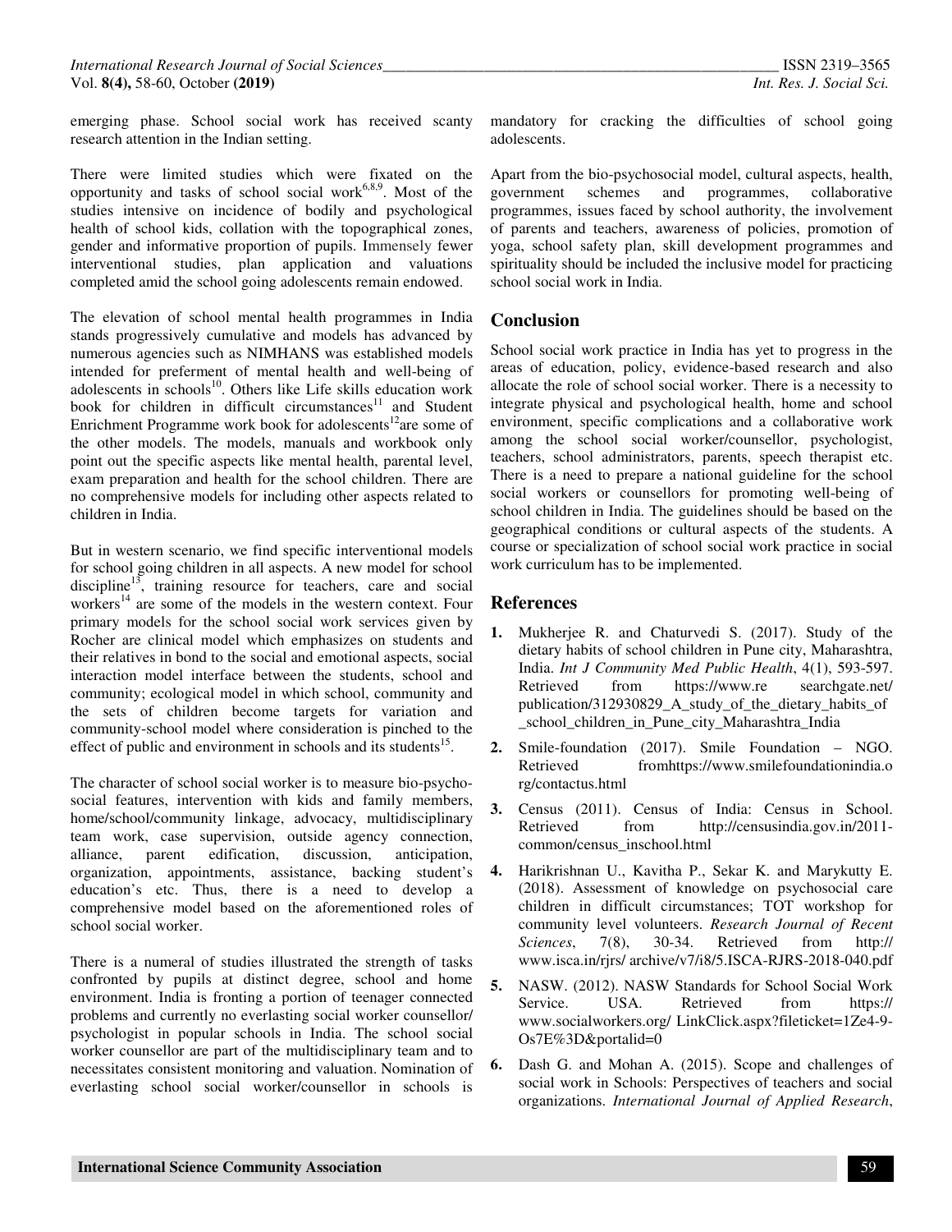emerging phase. School social work has received scanty research attention in the Indian setting.

There were limited studies which were fixated on the opportunity and tasks of school social work[6,8,9]. Most of the studies intensive on incidence of bodily and psychological health of school kids, collation with the topographical zones, gender and informative proportion of pupils. Immensely fewer interventional studies, plan application and valuations completed amid the school going adolescents remain endowed.

The elevation of school mental health programmes in India stands progressively cumulative and models has advanced by numerous agencies such as NIMHANS was established models intended for preferment of mental health and well-being of adolescents in schools[10]. Others like Life skills education work book for children in difficult circumstances[11] and Student Enrichment Programme work book for adolescents[12]are some of the other models. The models, manuals and workbook only point out the specific aspects like mental health, parental level, exam preparation and health for the school children. There are no comprehensive models for including other aspects related to children in India.

But in western scenario, we find specific interventional models for school going children in all aspects. A new model for school discipline[13], training resource for teachers, care and social workers[14] are some of the models in the western context. Four primary models for the school social work services given by Rocher are clinical model which emphasizes on students and their relatives in bond to the social and emotional aspects, social interaction model interface between the students, school and community; ecological model in which school, community and the sets of children become targets for variation and community-school model where consideration is pinched to the effect of public and environment in schools and its students[15].

The character of school social worker is to measure bio-psycho-social features, intervention with kids and family members, home/school/community linkage, advocacy, multidisciplinary team work, case supervision, outside agency connection, alliance, parent edification, discussion, anticipation, organization, appointments, assistance, backing student's education's etc. Thus, there is a need to develop a comprehensive model based on the aforementioned roles of school social worker.

There is a numeral of studies illustrated the strength of tasks confronted by pupils at distinct degree, school and home environment. India is fronting a portion of teenager connected problems and currently no everlasting social worker counsellor/ psychologist in popular schools in India. The school social worker counsellor are part of the multidisciplinary team and to necessitates consistent monitoring and valuation. Nomination of everlasting school social worker/counsellor in schools is mandatory for cracking the difficulties of school going adolescents.

Apart from the bio-psychosocial model, cultural aspects, health, government schemes and programmes, collaborative programmes, issues faced by school authority, the involvement of parents and teachers, awareness of policies, promotion of yoga, school safety plan, skill development programmes and spirituality should be included the inclusive model for practicing school social work in India.

## Conclusion

School social work practice in India has yet to progress in the areas of education, policy, evidence-based research and also allocate the role of school social worker. There is a necessity to integrate physical and psychological health, home and school environment, specific complications and a collaborative work among the school social worker/counsellor, psychologist, teachers, school administrators, parents, speech therapist etc. There is a need to prepare a national guideline for the school social workers or counsellors for promoting well-being of school children in India. The guidelines should be based on the geographical conditions or cultural aspects of the students. A course or specialization of school social work practice in social work curriculum has to be implemented.

## References

1. Mukherjee R. and Chaturvedi S. (2017). Study of the dietary habits of school children in Pune city, Maharashtra, India. *Int J Community Med Public Health*, 4(1), 593-597. Retrieved from https://www.re searchgate.net/ publication/312930829_A_study_of_the_dietary_habits_of _school_children_in_Pune_city_Maharashtra_India
2. Smile-foundation (2017). Smile Foundation – NGO. Retrieved fromhttps://www.smilefoundationindia.o rg/contactus.html
3. Census (2011). Census of India: Census in School. Retrieved from http://censusindia.gov.in/2011-common/census_inschool.html
4. Harikrishnan U., Kavitha P., Sekar K. and Marykutty E. (2018). Assessment of knowledge on psychosocial care children in difficult circumstances; TOT workshop for community level volunteers. *Research Journal of Recent Sciences*, 7(8), 30-34. Retrieved from http:// www.isca.in/rjrs/ archive/v7/i8/5.ISCA-RJRS-2018-040.pdf
5. NASW. (2012). NASW Standards for School Social Work Service. USA. Retrieved from https:// www.socialworkers.org/ LinkClick.aspx?fileticket=1Ze4-9-Os7E%3D&portalid=0
6. Dash G. and Mohan A. (2015). Scope and challenges of social work in Schools: Perspectives of teachers and social organizations. *International Journal of Applied Research*,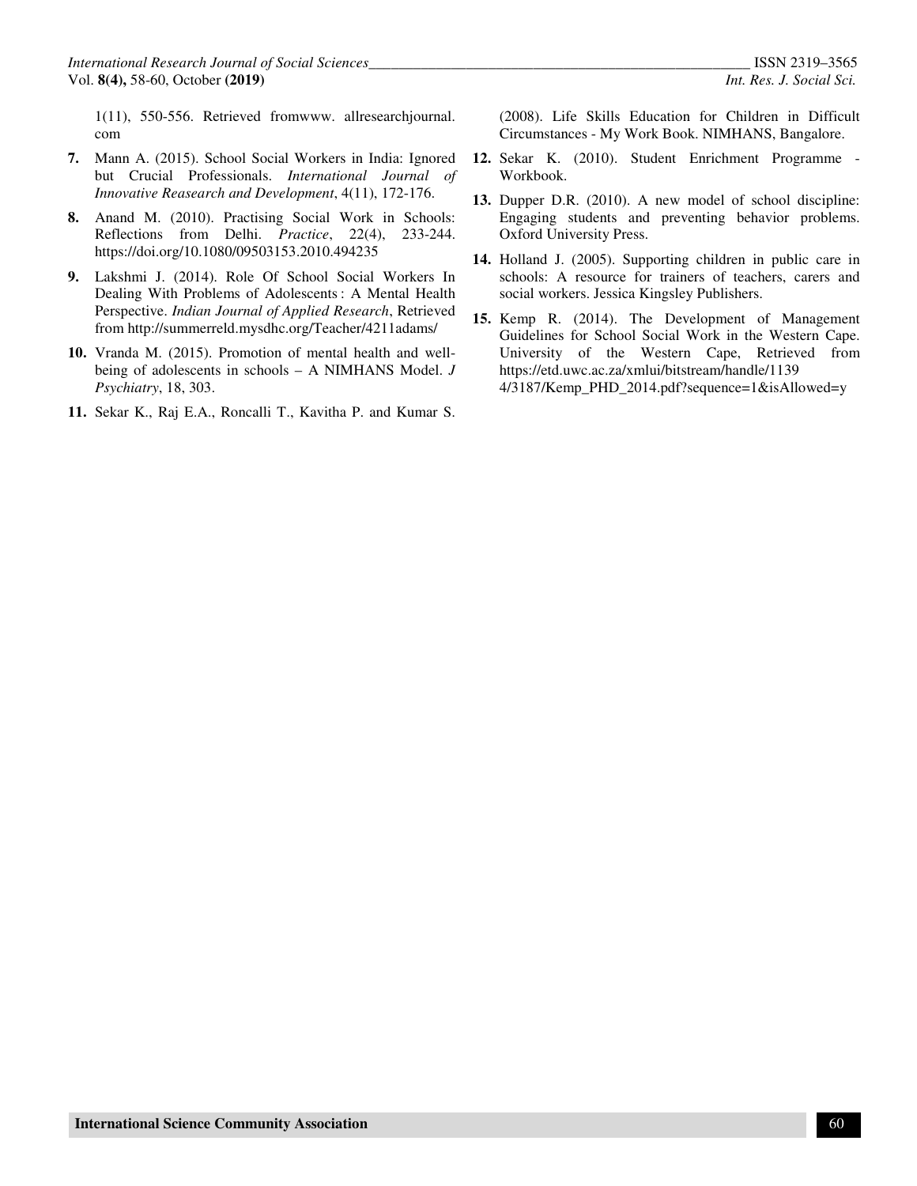1(11), 550-556. Retrieved fromwww. allresearchjournal. com

7. Mann A. (2015). School Social Workers in India: Ignored but Crucial Professionals. *International Journal of Innovative Reasearch and Development*, 4(11), 172-176.

8. Anand M. (2010). Practising Social Work in Schools: Reflections from Delhi. *Practice*, 22(4), 233-244. https://doi.org/10.1080/09503153.2010.494235

9. Lakshmi J. (2014). Role Of School Social Workers In Dealing With Problems of Adolescents : A Mental Health Perspective. *Indian Journal of Applied Research*, Retrieved from http://summerreld.mysdhc.org/Teacher/4211adams/

10. Vranda M. (2015). Promotion of mental health and well-being of adolescents in schools – A NIMHANS Model. *J Psychiatry*, 18, 303.

11. Sekar K., Raj E.A., Roncalli T., Kavitha P. and Kumar S. (2008). Life Skills Education for Children in Difficult Circumstances - My Work Book. NIMHANS, Bangalore.

12. Sekar K. (2010). Student Enrichment Programme - Workbook.

13. Dupper D.R. (2010). A new model of school discipline: Engaging students and preventing behavior problems. Oxford University Press.

14. Holland J. (2005). Supporting children in public care in schools: A resource for trainers of teachers, carers and social workers. Jessica Kingsley Publishers.

15. Kemp R. (2014). The Development of Management Guidelines for School Social Work in the Western Cape. University of the Western Cape, Retrieved from https://etd.uwc.ac.za/xmlui/bitstream/handle/11394/3187/Kemp_PHD_2014.pdf?sequence=1&isAllowed=y